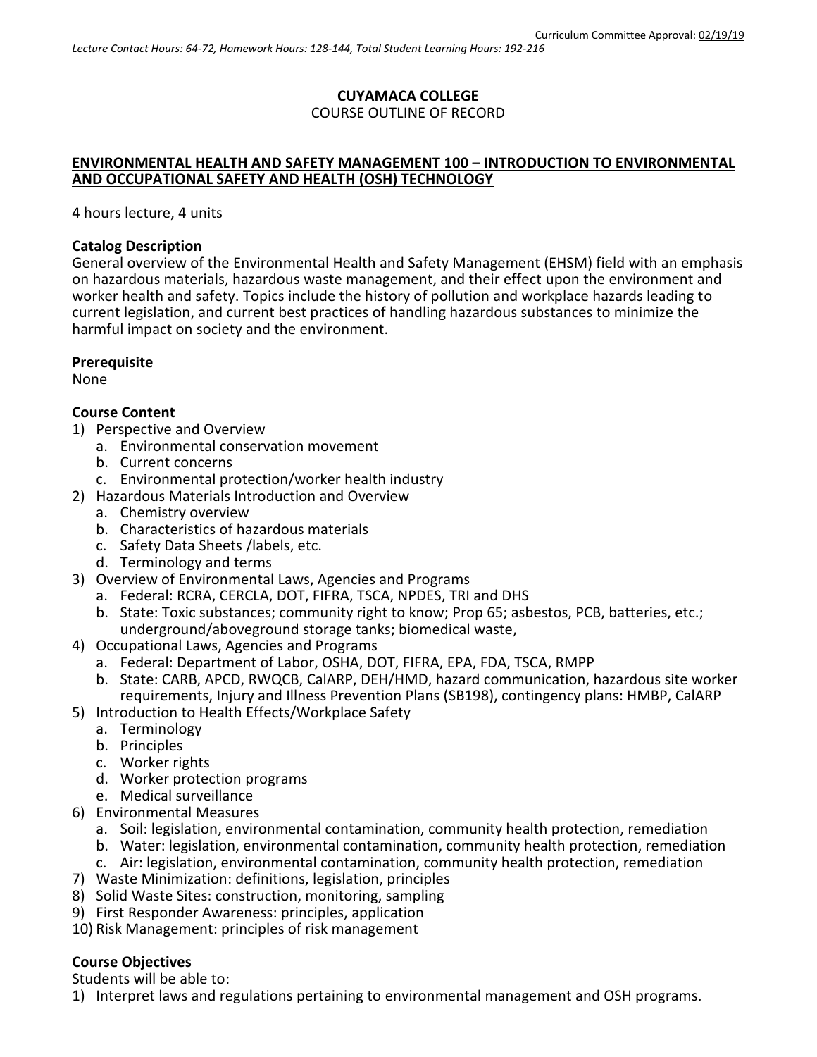Curriculum Committee Approval: 02/19/19

*Lecture Contact Hours: 64-72, Homework Hours: 128-144, Total Student Learning Hours: 192-216*

**CUYAMACA COLLEGE**

COURSE OUTLINE OF RECORD

**ENVIRONMENTAL HEALTH AND SAFETY MANAGEMENT 100 – INTRODUCTION TO ENVIRONMENTAL AND OCCUPATIONAL SAFETY AND HEALTH (OSH) TECHNOLOGY**

4 hours lecture, 4 units

**Catalog Description**

General overview of the Environmental Health and Safety Management (EHSM) field with an emphasis on hazardous materials, hazardous waste management, and their effect upon the environment and worker health and safety. Topics include the history of pollution and workplace hazards leading to current legislation, and current best practices of handling hazardous substances to minimize the harmful impact on society and the environment.

**Prerequisite**

None

**Course Content**

1) Perspective and Overview
   a. Environmental conservation movement
   b. Current concerns
   c. Environmental protection/worker health industry
2) Hazardous Materials Introduction and Overview
   a. Chemistry overview
   b. Characteristics of hazardous materials
   c. Safety Data Sheets /labels, etc.
   d. Terminology and terms
3) Overview of Environmental Laws, Agencies and Programs
   a. Federal: RCRA, CERCLA, DOT, FIFRA, TSCA, NPDES, TRI and DHS
   b. State: Toxic substances; community right to know; Prop 65; asbestos, PCB, batteries, etc.; underground/aboveground storage tanks; biomedical waste,
4) Occupational Laws, Agencies and Programs
   a. Federal: Department of Labor, OSHA, DOT, FIFRA, EPA, FDA, TSCA, RMPP
   b. State: CARB, APCD, RWQCB, CalARP, DEH/HMD, hazard communication, hazardous site worker requirements, Injury and Illness Prevention Plans (SB198), contingency plans: HMBP, CalARP
5) Introduction to Health Effects/Workplace Safety
   a. Terminology
   b. Principles
   c. Worker rights
   d. Worker protection programs
   e. Medical surveillance
6) Environmental Measures
   a. Soil: legislation, environmental contamination, community health protection, remediation
   b. Water: legislation, environmental contamination, community health protection, remediation
   c. Air: legislation, environmental contamination, community health protection, remediation
7) Waste Minimization: definitions, legislation, principles
8) Solid Waste Sites: construction, monitoring, sampling
9) First Responder Awareness: principles, application
10) Risk Management: principles of risk management

**Course Objectives**

Students will be able to:

1) Interpret laws and regulations pertaining to environmental management and OSH programs.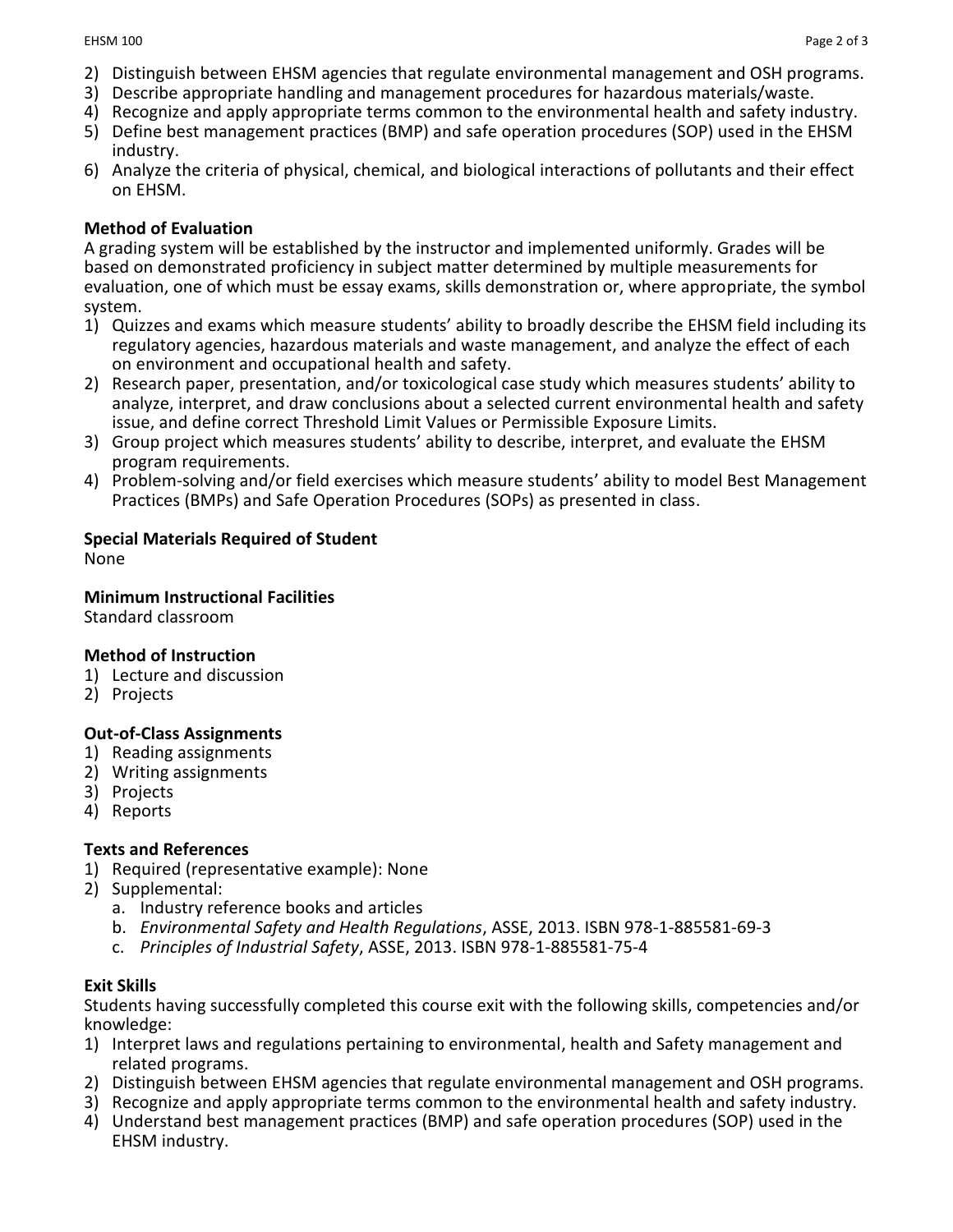2) Distinguish between EHSM agencies that regulate environmental management and OSH programs.
3) Describe appropriate handling and management procedures for hazardous materials/waste.
4) Recognize and apply appropriate terms common to the environmental health and safety industry.
5) Define best management practices (BMP) and safe operation procedures (SOP) used in the EHSM industry.
6) Analyze the criteria of physical, chemical, and biological interactions of pollutants and their effect on EHSM.

**Method of Evaluation**

A grading system will be established by the instructor and implemented uniformly. Grades will be based on demonstrated proficiency in subject matter determined by multiple measurements for evaluation, one of which must be essay exams, skills demonstration or, where appropriate, the symbol system.

1) Quizzes and exams which measure students' ability to broadly describe the EHSM field including its regulatory agencies, hazardous materials and waste management, and analyze the effect of each on environment and occupational health and safety.
2) Research paper, presentation, and/or toxicological case study which measures students' ability to analyze, interpret, and draw conclusions about a selected current environmental health and safety issue, and define correct Threshold Limit Values or Permissible Exposure Limits.
3) Group project which measures students' ability to describe, interpret, and evaluate the EHSM program requirements.
4) Problem-solving and/or field exercises which measure students' ability to model Best Management Practices (BMPs) and Safe Operation Procedures (SOPs) as presented in class.

**Special Materials Required of Student**

None

**Minimum Instructional Facilities**

Standard classroom

**Method of Instruction**

1) Lecture and discussion
2) Projects

**Out-of-Class Assignments**

1) Reading assignments
2) Writing assignments
3) Projects
4) Reports

**Texts and References**

1) Required (representative example): None
2) Supplemental:
   a. Industry reference books and articles
   b. *Environmental Safety and Health Regulations*, ASSE, 2013. ISBN 978-1-885581-69-3
   c. *Principles of Industrial Safety*, ASSE, 2013. ISBN 978-1-885581-75-4

**Exit Skills**

Students having successfully completed this course exit with the following skills, competencies and/or knowledge:

1) Interpret laws and regulations pertaining to environmental, health and Safety management and related programs.
2) Distinguish between EHSM agencies that regulate environmental management and OSH programs.
3) Recognize and apply appropriate terms common to the environmental health and safety industry.
4) Understand best management practices (BMP) and safe operation procedures (SOP) used in the EHSM industry.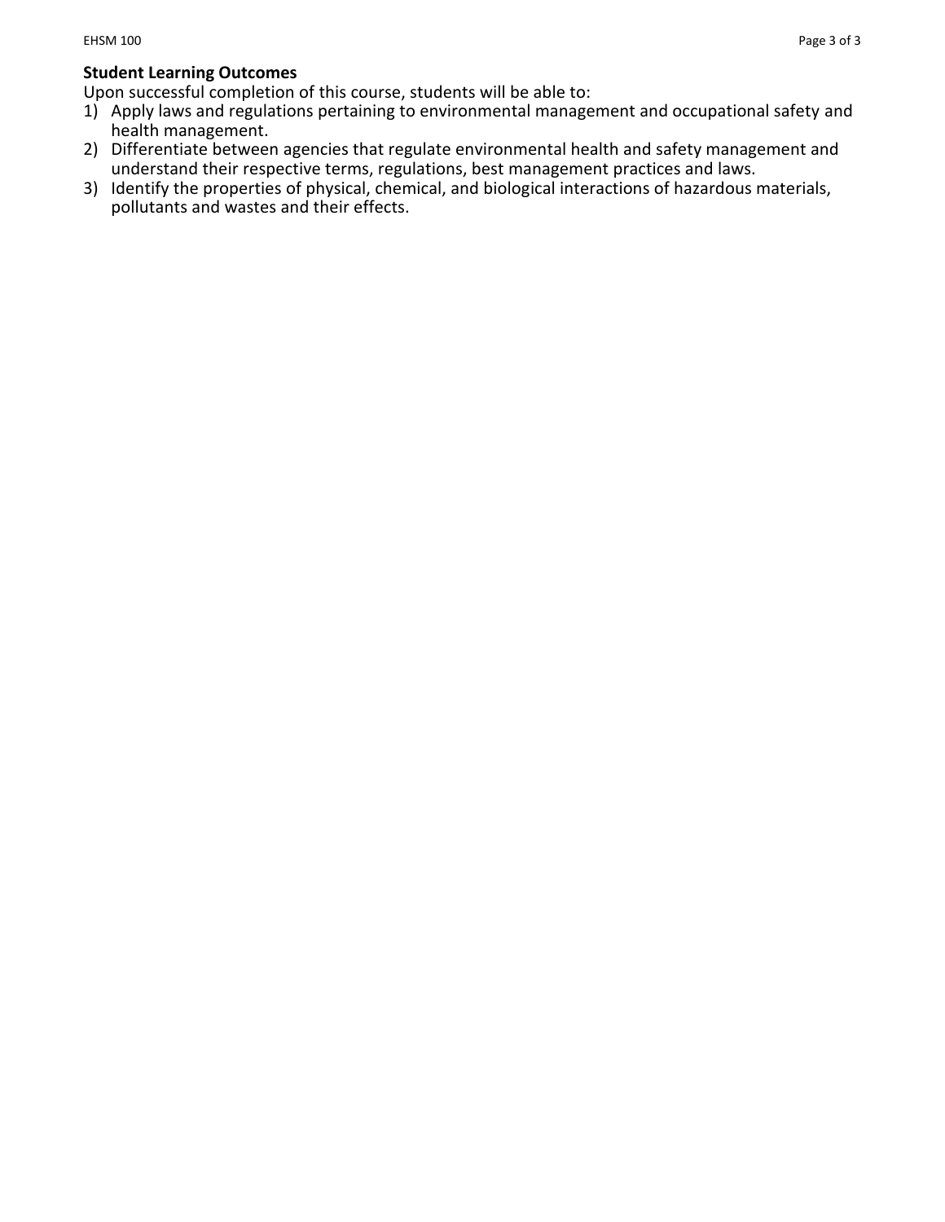**Student Learning Outcomes**

Upon successful completion of this course, students will be able to:

1) Apply laws and regulations pertaining to environmental management and occupational safety and health management.
2) Differentiate between agencies that regulate environmental health and safety management and understand their respective terms, regulations, best management practices and laws.
3) Identify the properties of physical, chemical, and biological interactions of hazardous materials, pollutants and wastes and their effects.